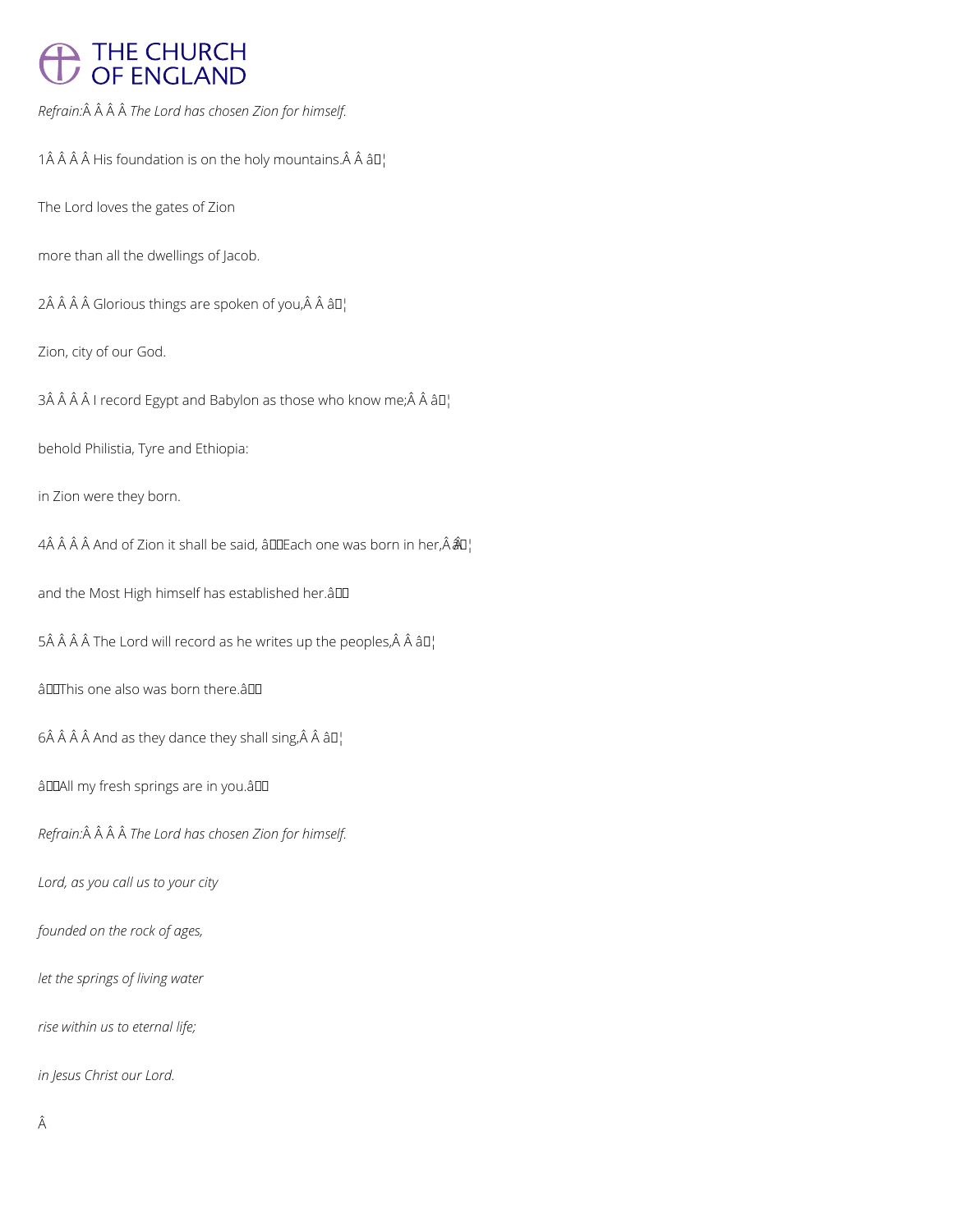*Refrain:* *The Lord has chosen Zion for himself.*

1 His foundation is on the holy mountains. ¦

The Lord loves the gates of Zion

more than all the dwellings of Jacob.

2 Glorious things are spoken of you, ¦

Zion, city of our God.

3 I record Egypt and Babylon as those who know me; ¦

behold Philistia, Tyre and Ethiopia:

in Zion were they born.

4 And of Zion it shall be said, 'Each one was born in her, ¦

and the Most High himself has established her.'

5 The Lord will record as he writes up the peoples, ¦

'This one also was born there.'

6 And as they dance they shall sing, ¦

'All my fresh springs are in you.'

*Refrain:* *The Lord has chosen Zion for himself.*

*Lord, as you call us to your city*

*founded on the rock of ages,*

*let the springs of living water*

*rise within us to eternal life;*

*in Jesus Christ our Lord.*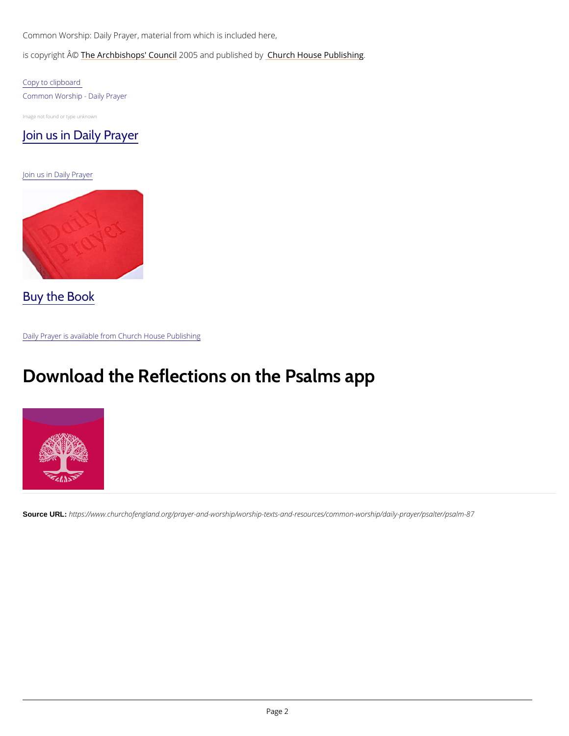Common Worship: Daily Prayer, material from which is included here,

is copyright Â© The Archbishops' Council 2005 and published by Church House Publishing.

Copy to clipboard

Common Worship - Daily Prayer

Image not found or type unknown

## Join us in Daily Prayer

Join us in Daily Prayer

## Buy the Book

Daily Prayer is available from Church House Publishing

# Download the Reflections on the Psalms app

**Source URL:** *https://www.churchofengland.org/prayer-and-worship/worship-texts-and-resources/common-worship/daily-prayer/psalter/psalm-87*